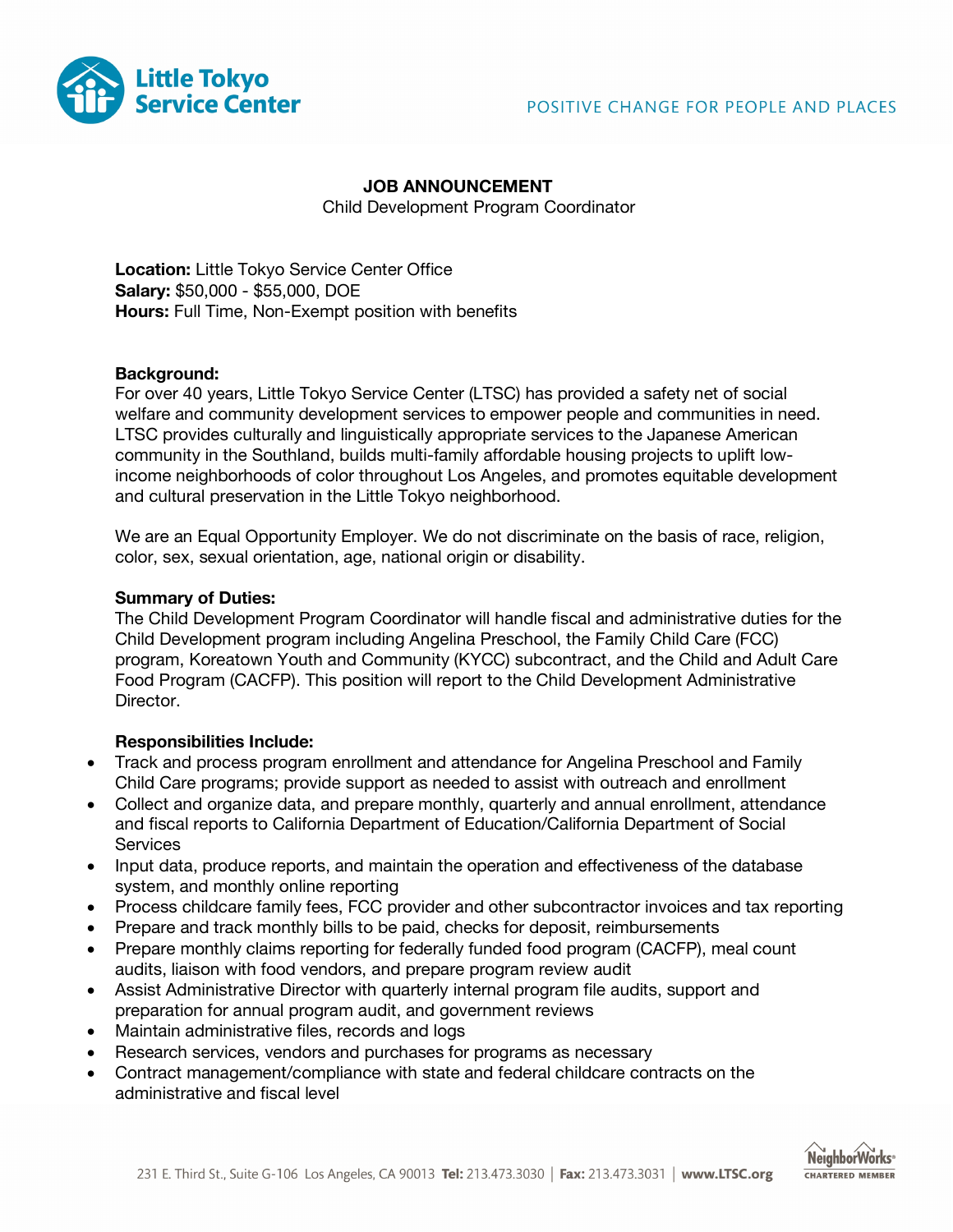# JOB ANNOUNCEMENT

Child Development Program Coordinator

**Location:** Little Tokyo Service Center Office
**Salary:** $50,000 - $55,000, DOE
**Hours:** Full Time, Non-Exempt position with benefits

**Background:**
For over 40 years, Little Tokyo Service Center (LTSC) has provided a safety net of social welfare and community development services to empower people and communities in need. LTSC provides culturally and linguistically appropriate services to the Japanese American community in the Southland, builds multi-family affordable housing projects to uplift low-income neighborhoods of color throughout Los Angeles, and promotes equitable development and cultural preservation in the Little Tokyo neighborhood.

We are an Equal Opportunity Employer. We do not discriminate on the basis of race, religion, color, sex, sexual orientation, age, national origin or disability.

**Summary of Duties:**
The Child Development Program Coordinator will handle fiscal and administrative duties for the Child Development program including Angelina Preschool, the Family Child Care (FCC) program, Koreatown Youth and Community (KYCC) subcontract, and the Child and Adult Care Food Program (CACFP). This position will report to the Child Development Administrative Director.

**Responsibilities Include:**

- Track and process program enrollment and attendance for Angelina Preschool and Family Child Care programs; provide support as needed to assist with outreach and enrollment
- Collect and organize data, and prepare monthly, quarterly and annual enrollment, attendance and fiscal reports to California Department of Education/California Department of Social Services
- Input data, produce reports, and maintain the operation and effectiveness of the database system, and monthly online reporting
- Process childcare family fees, FCC provider and other subcontractor invoices and tax reporting
- Prepare and track monthly bills to be paid, checks for deposit, reimbursements
- Prepare monthly claims reporting for federally funded food program (CACFP), meal count audits, liaison with food vendors, and prepare program review audit
- Assist Administrative Director with quarterly internal program file audits, support and preparation for annual program audit, and government reviews
- Maintain administrative files, records and logs
- Research services, vendors and purchases for programs as necessary
- Contract management/compliance with state and federal childcare contracts on the administrative and fiscal level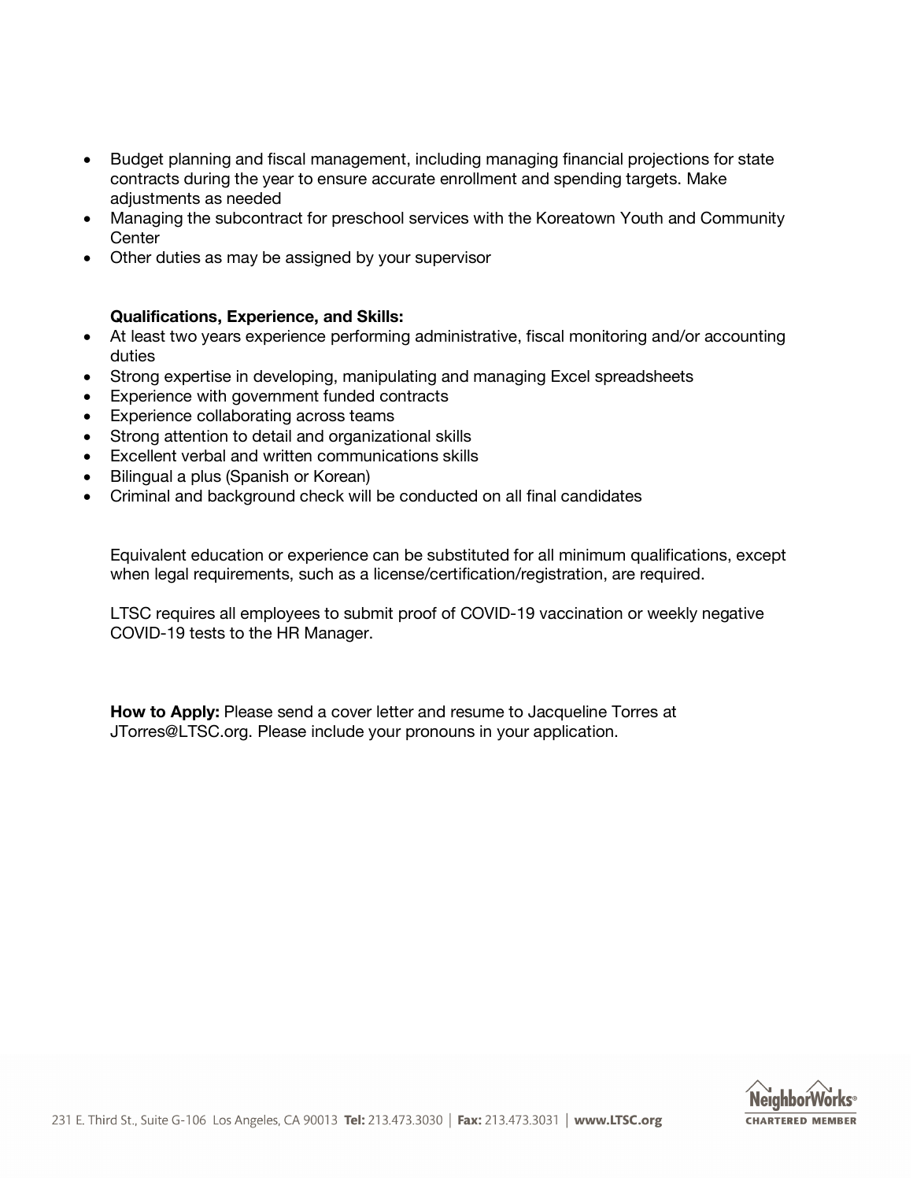- Budget planning and fiscal management, including managing financial projections for state contracts during the year to ensure accurate enrollment and spending targets. Make adjustments as needed
- Managing the subcontract for preschool services with the Koreatown Youth and Community Center
- Other duties as may be assigned by your supervisor

**Qualifications, Experience, and Skills:**

- At least two years experience performing administrative, fiscal monitoring and/or accounting duties
- Strong expertise in developing, manipulating and managing Excel spreadsheets
- Experience with government funded contracts
- Experience collaborating across teams
- Strong attention to detail and organizational skills
- Excellent verbal and written communications skills
- Bilingual a plus (Spanish or Korean)
- Criminal and background check will be conducted on all final candidates

Equivalent education or experience can be substituted for all minimum qualifications, except when legal requirements, such as a license/certification/registration, are required.

LTSC requires all employees to submit proof of COVID-19 vaccination or weekly negative COVID-19 tests to the HR Manager.

**How to Apply:** Please send a cover letter and resume to Jacqueline Torres at JTorres@LTSC.org. Please include your pronouns in your application.